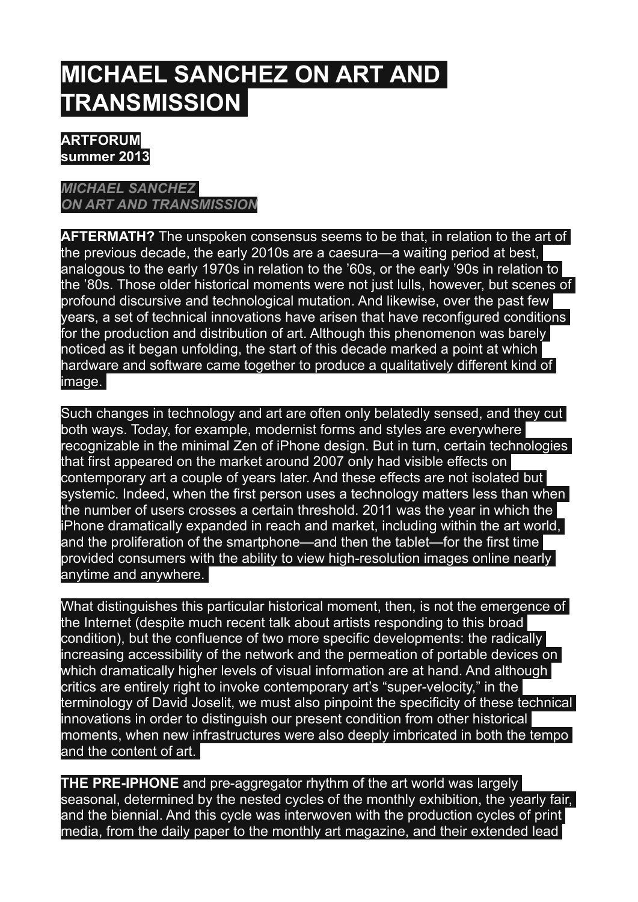# MICHAEL SANCHEZ ON ART AND TRANSMISSION

**ARTFORUM**
**summer 2013**

***MICHAEL SANCHEZ***
***ON ART AND TRANSMISSION***

**AFTERMATH?** The unspoken consensus seems to be that, in relation to the art of the previous decade, the early 2010s are a caesura—a waiting period at best, analogous to the early 1970s in relation to the '60s, or the early '90s in relation to the '80s. Those older historical moments were not just lulls, however, but scenes of profound discursive and technological mutation. And likewise, over the past few years, a set of technical innovations have arisen that have reconfigured conditions for the production and distribution of art. Although this phenomenon was barely noticed as it began unfolding, the start of this decade marked a point at which hardware and software came together to produce a qualitatively different kind of image.

Such changes in technology and art are often only belatedly sensed, and they cut both ways. Today, for example, modernist forms and styles are everywhere recognizable in the minimal Zen of iPhone design. But in turn, certain technologies that first appeared on the market around 2007 only had visible effects on contemporary art a couple of years later. And these effects are not isolated but systemic. Indeed, when the first person uses a technology matters less than when the number of users crosses a certain threshold. 2011 was the year in which the iPhone dramatically expanded in reach and market, including within the art world, and the proliferation of the smartphone—and then the tablet—for the first time provided consumers with the ability to view high-resolution images online nearly anytime and anywhere.

What distinguishes this particular historical moment, then, is not the emergence of the Internet (despite much recent talk about artists responding to this broad condition), but the confluence of two more specific developments: the radically increasing accessibility of the network and the permeation of portable devices on which dramatically higher levels of visual information are at hand. And although critics are entirely right to invoke contemporary art's "super-velocity," in the terminology of David Joselit, we must also pinpoint the specificity of these technical innovations in order to distinguish our present condition from other historical moments, when new infrastructures were also deeply imbricated in both the tempo and the content of art.

**THE PRE-IPHONE** and pre-aggregator rhythm of the art world was largely seasonal, determined by the nested cycles of the monthly exhibition, the yearly fair, and the biennial. And this cycle was interwoven with the production cycles of print media, from the daily paper to the monthly art magazine, and their extended lead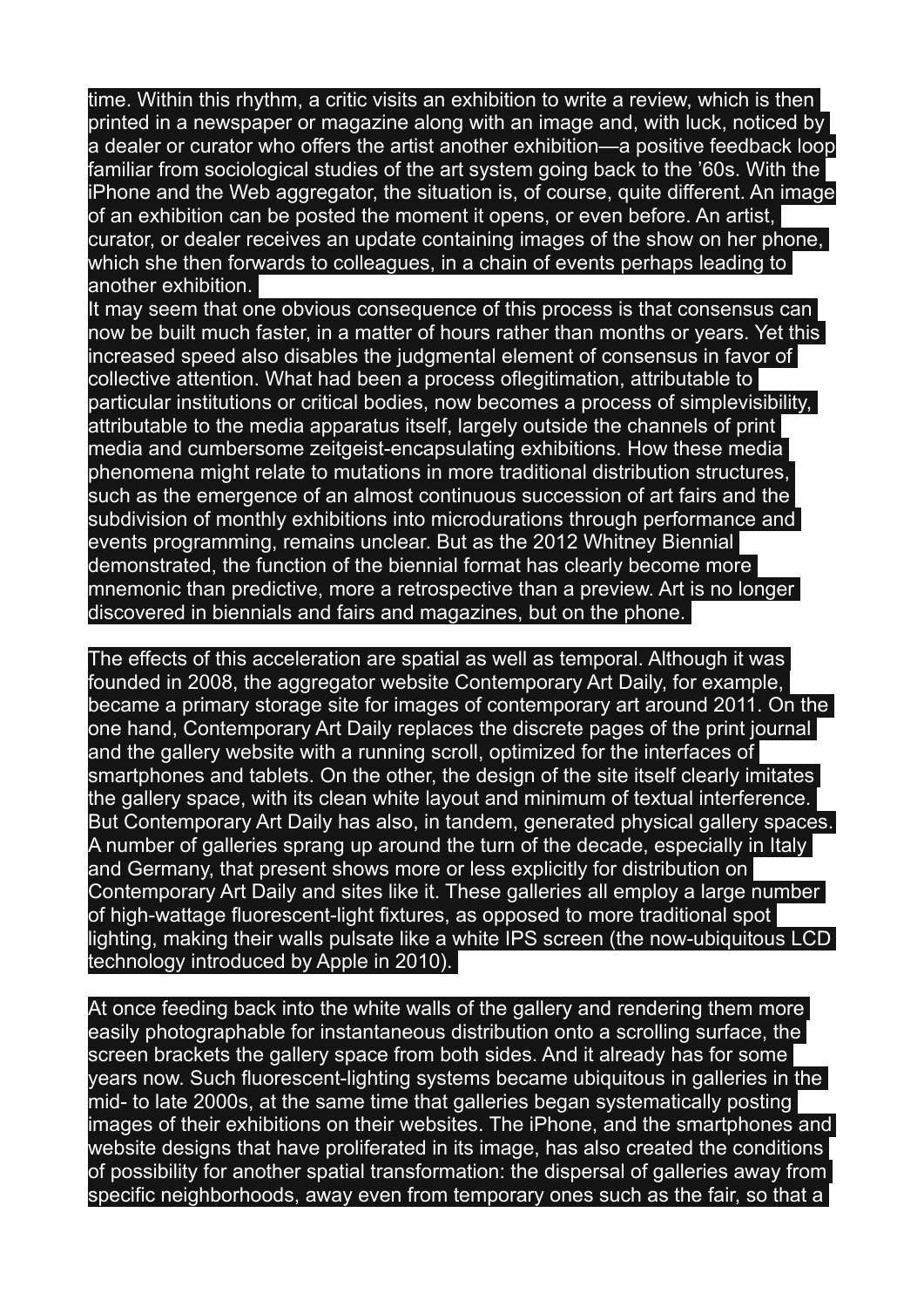time. Within this rhythm, a critic visits an exhibition to write a review, which is then printed in a newspaper or magazine along with an image and, with luck, noticed by a dealer or curator who offers the artist another exhibition—a positive feedback loop familiar from sociological studies of the art system going back to the ’60s. With the iPhone and the Web aggregator, the situation is, of course, quite different. An image of an exhibition can be posted the moment it opens, or even before. An artist, curator, or dealer receives an update containing images of the show on her phone, which she then forwards to colleagues, in a chain of events perhaps leading to another exhibition.

It may seem that one obvious consequence of this process is that consensus can now be built much faster, in a matter of hours rather than months or years. Yet this increased speed also disables the judgmental element of consensus in favor of collective attention. What had been a process oflegitimation, attributable to particular institutions or critical bodies, now becomes a process of simplevisibility, attributable to the media apparatus itself, largely outside the channels of print media and cumbersome zeitgeist-encapsulating exhibitions. How these media phenomena might relate to mutations in more traditional distribution structures, such as the emergence of an almost continuous succession of art fairs and the subdivision of monthly exhibitions into microdurations through performance and events programming, remains unclear. But as the 2012 Whitney Biennial demonstrated, the function of the biennial format has clearly become more mnemonic than predictive, more a retrospective than a preview. Art is no longer discovered in biennials and fairs and magazines, but on the phone.

The effects of this acceleration are spatial as well as temporal. Although it was founded in 2008, the aggregator website Contemporary Art Daily, for example, became a primary storage site for images of contemporary art around 2011. On the one hand, Contemporary Art Daily replaces the discrete pages of the print journal and the gallery website with a running scroll, optimized for the interfaces of smartphones and tablets. On the other, the design of the site itself clearly imitates the gallery space, with its clean white layout and minimum of textual interference. But Contemporary Art Daily has also, in tandem, generated physical gallery spaces. A number of galleries sprang up around the turn of the decade, especially in Italy and Germany, that present shows more or less explicitly for distribution on Contemporary Art Daily and sites like it. These galleries all employ a large number of high-wattage fluorescent-light fixtures, as opposed to more traditional spot lighting, making their walls pulsate like a white IPS screen (the now-ubiquitous LCD technology introduced by Apple in 2010).

At once feeding back into the white walls of the gallery and rendering them more easily photographable for instantaneous distribution onto a scrolling surface, the screen brackets the gallery space from both sides. And it already has for some years now. Such fluorescent-lighting systems became ubiquitous in galleries in the mid- to late 2000s, at the same time that galleries began systematically posting images of their exhibitions on their websites. The iPhone, and the smartphones and website designs that have proliferated in its image, has also created the conditions of possibility for another spatial transformation: the dispersal of galleries away from specific neighborhoods, away even from temporary ones such as the fair, so that a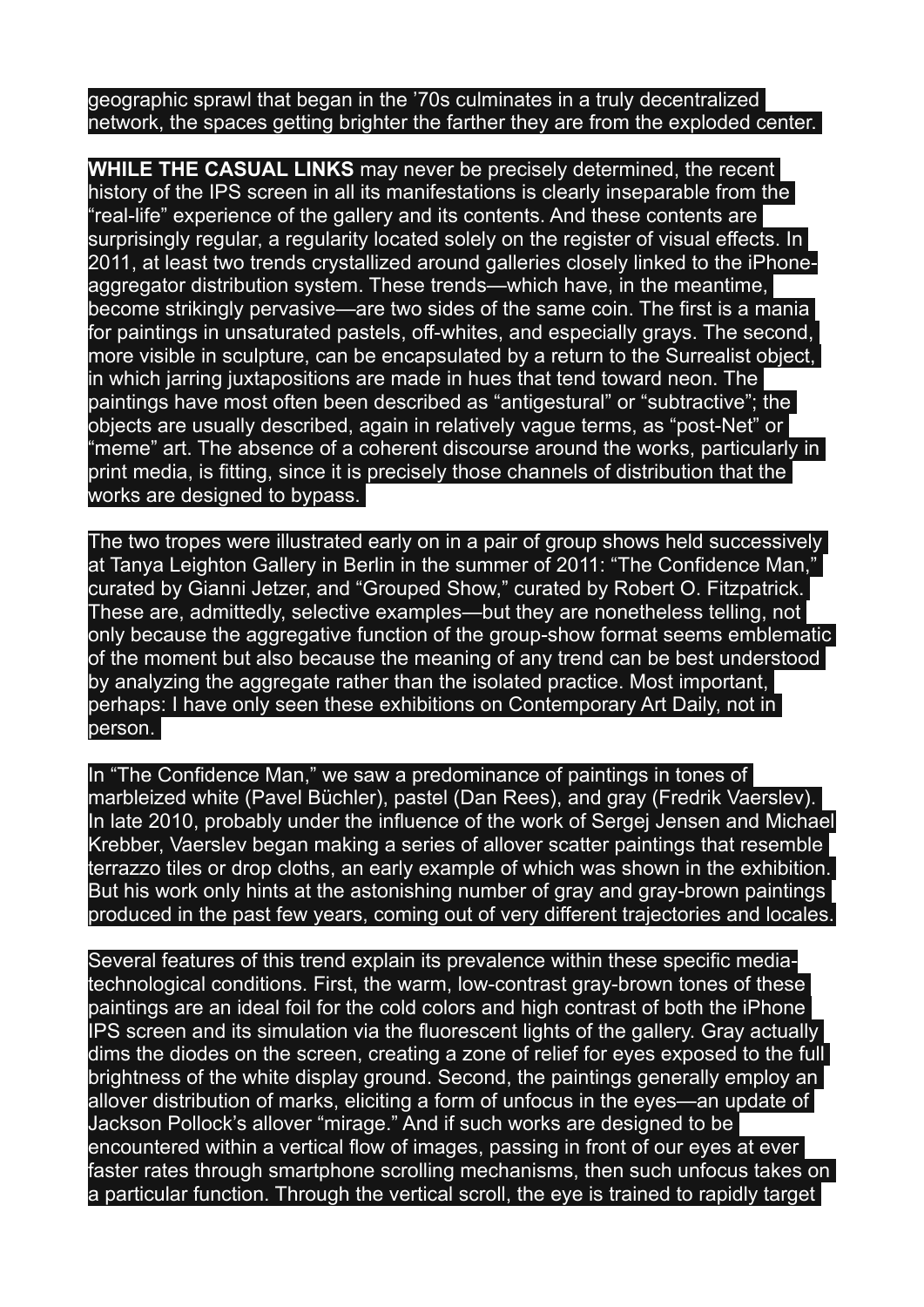geographic sprawl that began in the ’70s culminates in a truly decentralized network, the spaces getting brighter the farther they are from the exploded center.

**WHILE THE CASUAL LINKS** may never be precisely determined, the recent history of the IPS screen in all its manifestations is clearly inseparable from the “real-life” experience of the gallery and its contents. And these contents are surprisingly regular, a regularity located solely on the register of visual effects. In 2011, at least two trends crystallized around galleries closely linked to the iPhone-aggregator distribution system. These trends—which have, in the meantime, become strikingly pervasive—are two sides of the same coin. The first is a mania for paintings in unsaturated pastels, off-whites, and especially grays. The second, more visible in sculpture, can be encapsulated by a return to the Surrealist object, in which jarring juxtapositions are made in hues that tend toward neon. The paintings have most often been described as “antigestural” or “subtractive”; the objects are usually described, again in relatively vague terms, as “post-Net” or “meme” art. The absence of a coherent discourse around the works, particularly in print media, is fitting, since it is precisely those channels of distribution that the works are designed to bypass.

The two tropes were illustrated early on in a pair of group shows held successively at Tanya Leighton Gallery in Berlin in the summer of 2011: “The Confidence Man,” curated by Gianni Jetzer, and “Grouped Show,” curated by Robert O. Fitzpatrick. These are, admittedly, selective examples—but they are nonetheless telling, not only because the aggregative function of the group-show format seems emblematic of the moment but also because the meaning of any trend can be best understood by analyzing the aggregate rather than the isolated practice. Most important, perhaps: I have only seen these exhibitions on Contemporary Art Daily, not in person.

In “The Confidence Man,” we saw a predominance of paintings in tones of marbleized white (Pavel Büchler), pastel (Dan Rees), and gray (Fredrik Vaerslev). In late 2010, probably under the influence of the work of Sergej Jensen and Michael Krebber, Vaerslev began making a series of allover scatter paintings that resemble terrazzo tiles or drop cloths, an early example of which was shown in the exhibition. But his work only hints at the astonishing number of gray and gray-brown paintings produced in the past few years, coming out of very different trajectories and locales.

Several features of this trend explain its prevalence within these specific media-technological conditions. First, the warm, low-contrast gray-brown tones of these paintings are an ideal foil for the cold colors and high contrast of both the iPhone IPS screen and its simulation via the fluorescent lights of the gallery. Gray actually dims the diodes on the screen, creating a zone of relief for eyes exposed to the full brightness of the white display ground. Second, the paintings generally employ an allover distribution of marks, eliciting a form of unfocus in the eyes—an update of Jackson Pollock’s allover “mirage.” And if such works are designed to be encountered within a vertical flow of images, passing in front of our eyes at ever faster rates through smartphone scrolling mechanisms, then such unfocus takes on a particular function. Through the vertical scroll, the eye is trained to rapidly target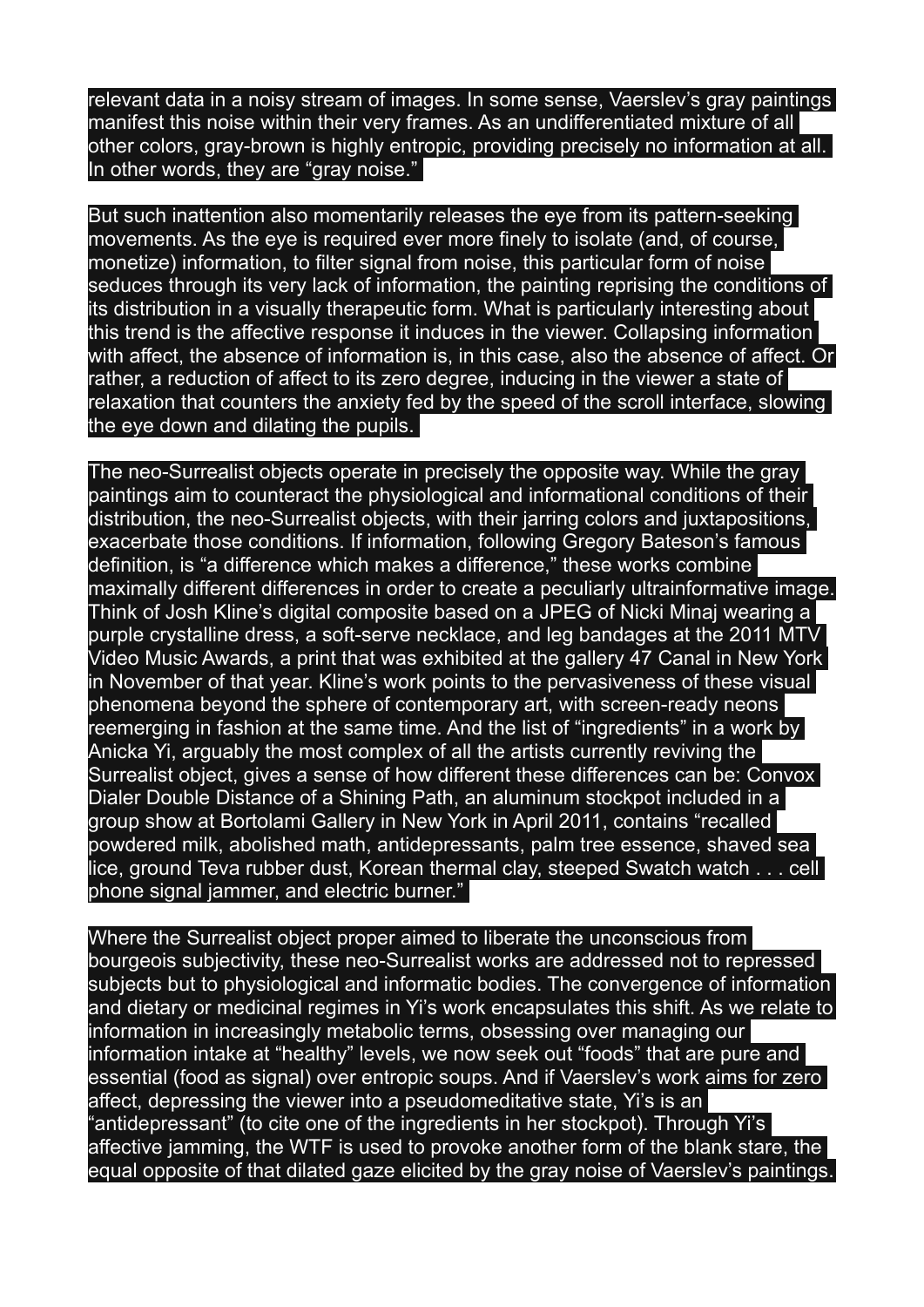relevant data in a noisy stream of images. In some sense, Vaerslev's gray paintings manifest this noise within their very frames. As an undifferentiated mixture of all other colors, gray-brown is highly entropic, providing precisely no information at all. In other words, they are "gray noise."

But such inattention also momentarily releases the eye from its pattern-seeking movements. As the eye is required ever more finely to isolate (and, of course, monetize) information, to filter signal from noise, this particular form of noise seduces through its very lack of information, the painting reprising the conditions of its distribution in a visually therapeutic form. What is particularly interesting about this trend is the affective response it induces in the viewer. Collapsing information with affect, the absence of information is, in this case, also the absence of affect. Or rather, a reduction of affect to its zero degree, inducing in the viewer a state of relaxation that counters the anxiety fed by the speed of the scroll interface, slowing the eye down and dilating the pupils.

The neo-Surrealist objects operate in precisely the opposite way. While the gray paintings aim to counteract the physiological and informational conditions of their distribution, the neo-Surrealist objects, with their jarring colors and juxtapositions, exacerbate those conditions. If information, following Gregory Bateson's famous definition, is "a difference which makes a difference," these works combine maximally different differences in order to create a peculiarly ultrainformative image. Think of Josh Kline's digital composite based on a JPEG of Nicki Minaj wearing a purple crystalline dress, a soft-serve necklace, and leg bandages at the 2011 MTV Video Music Awards, a print that was exhibited at the gallery 47 Canal in New York in November of that year. Kline's work points to the pervasiveness of these visual phenomena beyond the sphere of contemporary art, with screen-ready neons reemerging in fashion at the same time. And the list of "ingredients" in a work by Anicka Yi, arguably the most complex of all the artists currently reviving the Surrealist object, gives a sense of how different these differences can be: Convox Dialer Double Distance of a Shining Path, an aluminum stockpot included in a group show at Bortolami Gallery in New York in April 2011, contains "recalled powdered milk, abolished math, antidepressants, palm tree essence, shaved sea lice, ground Teva rubber dust, Korean thermal clay, steeped Swatch watch . . . cell phone signal jammer, and electric burner."

Where the Surrealist object proper aimed to liberate the unconscious from bourgeois subjectivity, these neo-Surrealist works are addressed not to repressed subjects but to physiological and informatic bodies. The convergence of information and dietary or medicinal regimes in Yi's work encapsulates this shift. As we relate to information in increasingly metabolic terms, obsessing over managing our information intake at "healthy" levels, we now seek out "foods" that are pure and essential (food as signal) over entropic soups. And if Vaerslev's work aims for zero affect, depressing the viewer into a pseudomeditative state, Yi's is an "antidepressant" (to cite one of the ingredients in her stockpot). Through Yi's affective jamming, the WTF is used to provoke another form of the blank stare, the equal opposite of that dilated gaze elicited by the gray noise of Vaerslev's paintings.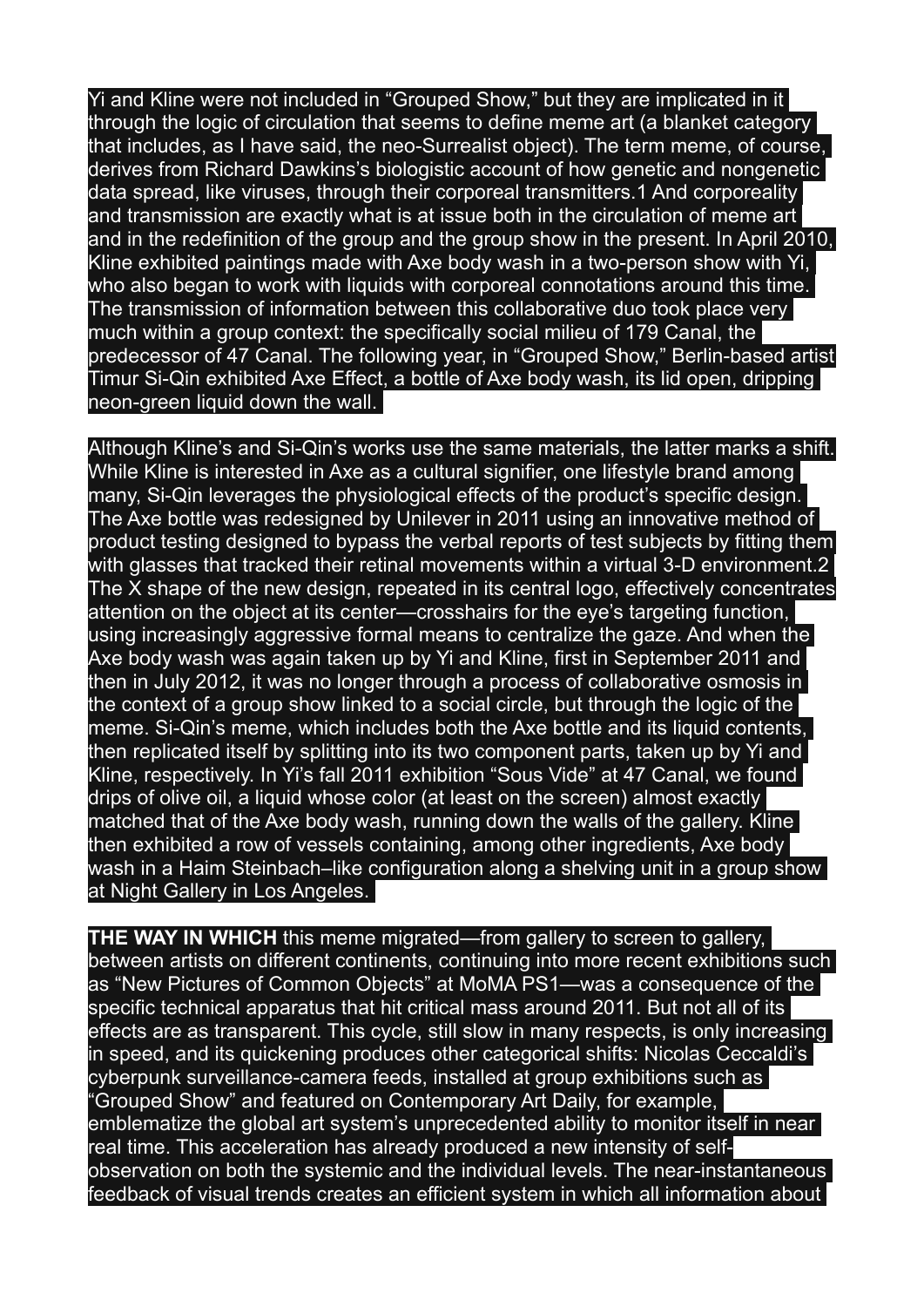Yi and Kline were not included in "Grouped Show," but they are implicated in it through the logic of circulation that seems to define meme art (a blanket category that includes, as I have said, the neo-Surrealist object). The term meme, of course, derives from Richard Dawkins's biologistic account of how genetic and nongenetic data spread, like viruses, through their corporeal transmitters.[1] And corporeality and transmission are exactly what is at issue both in the circulation of meme art and in the redefinition of the group and the group show in the present. In April 2010, Kline exhibited paintings made with Axe body wash in a two-person show with Yi, who also began to work with liquids with corporeal connotations around this time. The transmission of information between this collaborative duo took place very much within a group context: the specifically social milieu of 179 Canal, the predecessor of 47 Canal. The following year, in "Grouped Show," Berlin-based artist Timur Si-Qin exhibited Axe Effect, a bottle of Axe body wash, its lid open, dripping neon-green liquid down the wall.

Although Kline's and Si-Qin's works use the same materials, the latter marks a shift. While Kline is interested in Axe as a cultural signifier, one lifestyle brand among many, Si-Qin leverages the physiological effects of the product's specific design. The Axe bottle was redesigned by Unilever in 2011 using an innovative method of product testing designed to bypass the verbal reports of test subjects by fitting them with glasses that tracked their retinal movements within a virtual 3-D environment.[2] The X shape of the new design, repeated in its central logo, effectively concentrates attention on the object at its center—crosshairs for the eye's targeting function, using increasingly aggressive formal means to centralize the gaze. And when the Axe body wash was again taken up by Yi and Kline, first in September 2011 and then in July 2012, it was no longer through a process of collaborative osmosis in the context of a group show linked to a social circle, but through the logic of the meme. Si-Qin's meme, which includes both the Axe bottle and its liquid contents, then replicated itself by splitting into its two component parts, taken up by Yi and Kline, respectively. In Yi's fall 2011 exhibition "Sous Vide" at 47 Canal, we found drips of olive oil, a liquid whose color (at least on the screen) almost exactly matched that of the Axe body wash, running down the walls of the gallery. Kline then exhibited a row of vessels containing, among other ingredients, Axe body wash in a Haim Steinbach–like configuration along a shelving unit in a group show at Night Gallery in Los Angeles.

**THE WAY IN WHICH** this meme migrated—from gallery to screen to gallery, between artists on different continents, continuing into more recent exhibitions such as "New Pictures of Common Objects" at MoMA PS1—was a consequence of the specific technical apparatus that hit critical mass around 2011. But not all of its effects are as transparent. This cycle, still slow in many respects, is only increasing in speed, and its quickening produces other categorical shifts: Nicolas Ceccaldi's cyberpunk surveillance-camera feeds, installed at group exhibitions such as "Grouped Show" and featured on Contemporary Art Daily, for example, emblematize the global art system's unprecedented ability to monitor itself in near real time. This acceleration has already produced a new intensity of self-observation on both the systemic and the individual levels. The near-instantaneous feedback of visual trends creates an efficient system in which all information about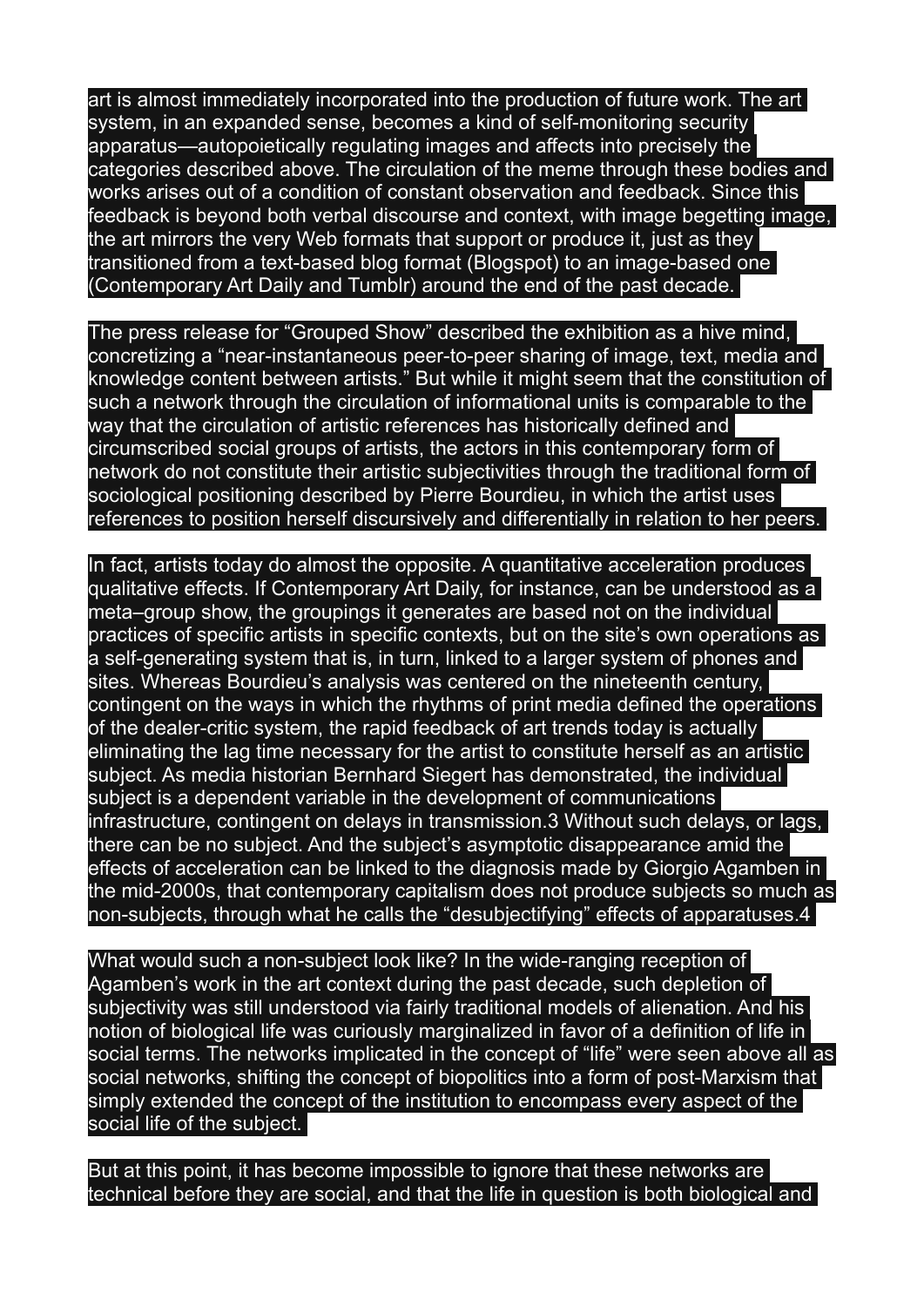art is almost immediately incorporated into the production of future work. The art system, in an expanded sense, becomes a kind of self-monitoring security apparatus—autopoietically regulating images and affects into precisely the categories described above. The circulation of the meme through these bodies and works arises out of a condition of constant observation and feedback. Since this feedback is beyond both verbal discourse and context, with image begetting image, the art mirrors the very Web formats that support or produce it, just as they transitioned from a text-based blog format (Blogspot) to an image-based one (Contemporary Art Daily and Tumblr) around the end of the past decade.

The press release for "Grouped Show" described the exhibition as a hive mind, concretizing a "near-instantaneous peer-to-peer sharing of image, text, media and knowledge content between artists." But while it might seem that the constitution of such a network through the circulation of informational units is comparable to the way that the circulation of artistic references has historically defined and circumscribed social groups of artists, the actors in this contemporary form of network do not constitute their artistic subjectivities through the traditional form of sociological positioning described by Pierre Bourdieu, in which the artist uses references to position herself discursively and differentially in relation to her peers.

In fact, artists today do almost the opposite. A quantitative acceleration produces qualitative effects. If Contemporary Art Daily, for instance, can be understood as a meta–group show, the groupings it generates are based not on the individual practices of specific artists in specific contexts, but on the site's own operations as a self-generating system that is, in turn, linked to a larger system of phones and sites. Whereas Bourdieu's analysis was centered on the nineteenth century, contingent on the ways in which the rhythms of print media defined the operations of the dealer-critic system, the rapid feedback of art trends today is actually eliminating the lag time necessary for the artist to constitute herself as an artistic subject. As media historian Bernhard Siegert has demonstrated, the individual subject is a dependent variable in the development of communications infrastructure, contingent on delays in transmission.[3] Without such delays, or lags, there can be no subject. And the subject's asymptotic disappearance amid the effects of acceleration can be linked to the diagnosis made by Giorgio Agamben in the mid-2000s, that contemporary capitalism does not produce subjects so much as non-subjects, through what he calls the "desubjectifying" effects of apparatuses.[4]

What would such a non-subject look like? In the wide-ranging reception of Agamben's work in the art context during the past decade, such depletion of subjectivity was still understood via fairly traditional models of alienation. And his notion of biological life was curiously marginalized in favor of a definition of life in social terms. The networks implicated in the concept of "life" were seen above all as social networks, shifting the concept of biopolitics into a form of post-Marxism that simply extended the concept of the institution to encompass every aspect of the social life of the subject.

But at this point, it has become impossible to ignore that these networks are technical before they are social, and that the life in question is both biological and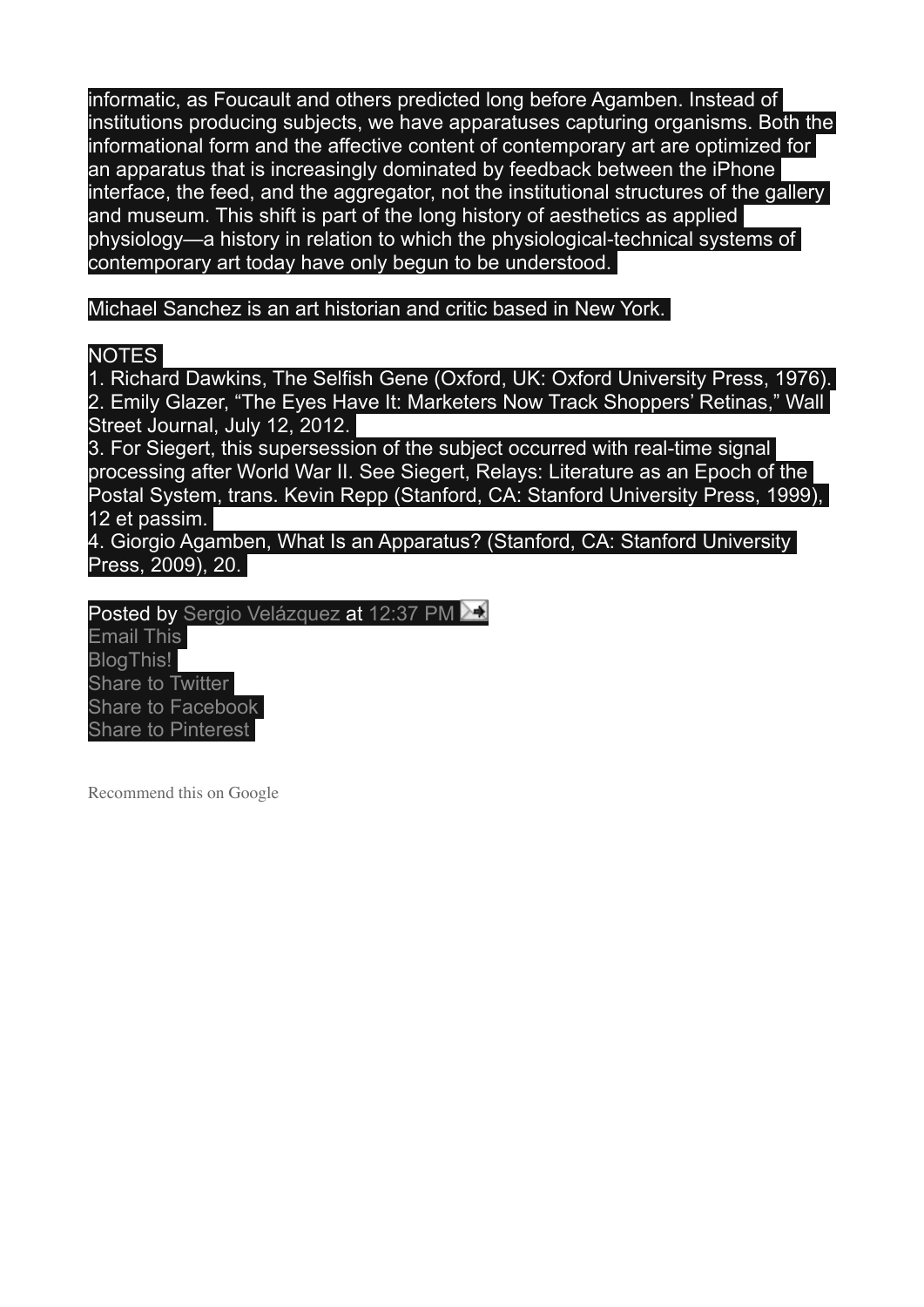informatic, as Foucault and others predicted long before Agamben. Instead of institutions producing subjects, we have apparatuses capturing organisms. Both the informational form and the affective content of contemporary art are optimized for an apparatus that is increasingly dominated by feedback between the iPhone interface, the feed, and the aggregator, not the institutional structures of the gallery and museum. This shift is part of the long history of aesthetics as applied physiology—a history in relation to which the physiological-technical systems of contemporary art today have only begun to be understood.

Michael Sanchez is an art historian and critic based in New York.

NOTES

1. Richard Dawkins, The Selfish Gene (Oxford, UK: Oxford University Press, 1976).
2. Emily Glazer, “The Eyes Have It: Marketers Now Track Shoppers' Retinas,” Wall Street Journal, July 12, 2012.
3. For Siegert, this supersession of the subject occurred with real-time signal processing after World War II. See Siegert, Relays: Literature as an Epoch of the Postal System, trans. Kevin Repp (Stanford, CA: Stanford University Press, 1999), 12 et passim.
4. Giorgio Agamben, What Is an Apparatus? (Stanford, CA: Stanford University Press, 2009), 20.

Posted by Sergio Velázquez at 12:37 PM

Email This
BlogThis!
Share to Twitter
Share to Facebook
Share to Pinterest

Recommend this on Google